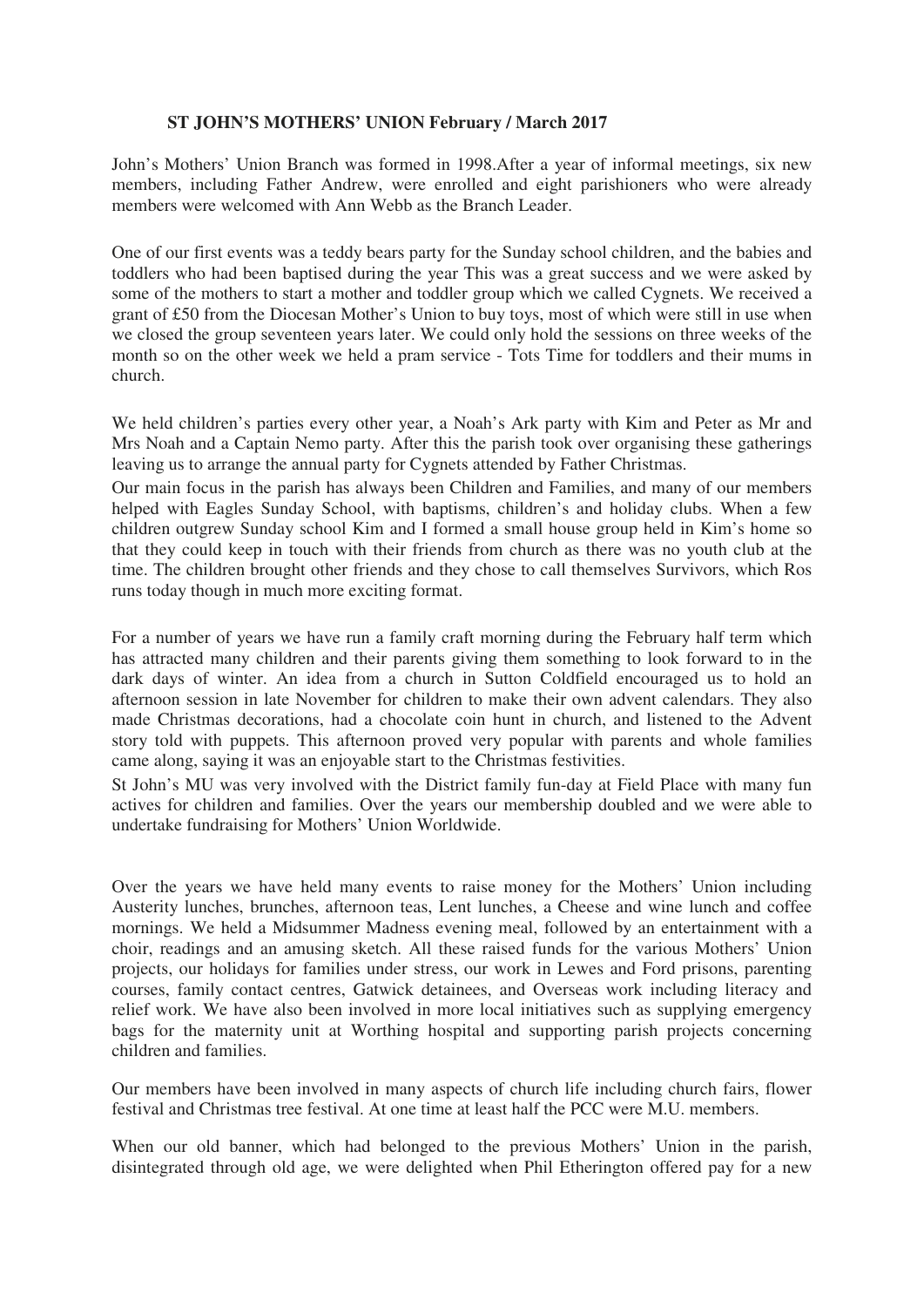## ST JOHN'S MOTHERS' UNION February / March 2017

John's Mothers' Union Branch was formed in 1998.After a year of informal meetings, six new members, including Father Andrew, were enrolled and eight parishioners who were already members were welcomed with Ann Webb as the Branch Leader.

One of our first events was a teddy bears party for the Sunday school children, and the babies and toddlers who had been baptised during the year This was a great success and we were asked by some of the mothers to start a mother and toddler group which we called Cygnets. We received a grant of £50 from the Diocesan Mother's Union to buy toys, most of which were still in use when we closed the group seventeen years later. We could only hold the sessions on three weeks of the month so on the other week we held a pram service - Tots Time for toddlers and their mums in church.

We held children's parties every other year, a Noah's Ark party with Kim and Peter as Mr and Mrs Noah and a Captain Nemo party. After this the parish took over organising these gatherings leaving us to arrange the annual party for Cygnets attended by Father Christmas.

Our main focus in the parish has always been Children and Families, and many of our members helped with Eagles Sunday School, with baptisms, children's and holiday clubs. When a few children outgrew Sunday school Kim and I formed a small house group held in Kim's home so that they could keep in touch with their friends from church as there was no youth club at the time. The children brought other friends and they chose to call themselves Survivors, which Ros runs today though in much more exciting format.

For a number of years we have run a family craft morning during the February half term which has attracted many children and their parents giving them something to look forward to in the dark days of winter. An idea from a church in Sutton Coldfield encouraged us to hold an afternoon session in late November for children to make their own advent calendars. They also made Christmas decorations, had a chocolate coin hunt in church, and listened to the Advent story told with puppets. This afternoon proved very popular with parents and whole families came along, saying it was an enjoyable start to the Christmas festivities.

St John's MU was very involved with the District family fun-day at Field Place with many fun actives for children and families. Over the years our membership doubled and we were able to undertake fundraising for Mothers' Union Worldwide.

Over the years we have held many events to raise money for the Mothers' Union including Austerity lunches, brunches, afternoon teas, Lent lunches, a Cheese and wine lunch and coffee mornings. We held a Midsummer Madness evening meal, followed by an entertainment with a choir, readings and an amusing sketch. All these raised funds for the various Mothers' Union projects, our holidays for families under stress, our work in Lewes and Ford prisons, parenting courses, family contact centres, Gatwick detainees, and Overseas work including literacy and relief work. We have also been involved in more local initiatives such as supplying emergency bags for the maternity unit at Worthing hospital and supporting parish projects concerning children and families.

Our members have been involved in many aspects of church life including church fairs, flower festival and Christmas tree festival. At one time at least half the PCC were M.U. members.

When our old banner, which had belonged to the previous Mothers' Union in the parish, disintegrated through old age, we were delighted when Phil Etherington offered pay for a new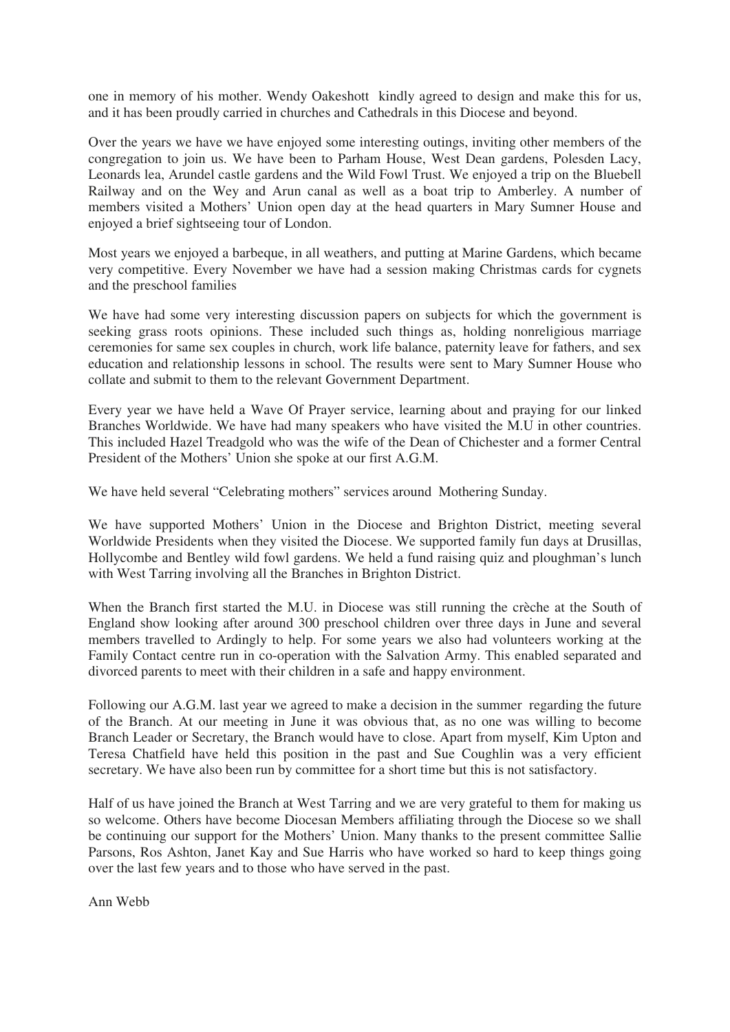one in memory of his mother. Wendy Oakeshott kindly agreed to design and make this for us, and it has been proudly carried in churches and Cathedrals in this Diocese and beyond.

Over the years we have we have enjoyed some interesting outings, inviting other members of the congregation to join us. We have been to Parham House, West Dean gardens, Polesden Lacy, Leonards lea, Arundel castle gardens and the Wild Fowl Trust. We enjoyed a trip on the Bluebell Railway and on the Wey and Arun canal as well as a boat trip to Amberley. A number of members visited a Mothers' Union open day at the head quarters in Mary Sumner House and enjoyed a brief sightseeing tour of London.

Most years we enjoyed a barbeque, in all weathers, and putting at Marine Gardens, which became very competitive. Every November we have had a session making Christmas cards for cygnets and the preschool families

We have had some very interesting discussion papers on subjects for which the government is seeking grass roots opinions. These included such things as, holding nonreligious marriage ceremonies for same sex couples in church, work life balance, paternity leave for fathers, and sex education and relationship lessons in school. The results were sent to Mary Sumner House who collate and submit to them to the relevant Government Department.

Every year we have held a Wave Of Prayer service, learning about and praying for our linked Branches Worldwide. We have had many speakers who have visited the M.U in other countries. This included Hazel Treadgold who was the wife of the Dean of Chichester and a former Central President of the Mothers' Union she spoke at our first A.G.M.

We have held several "Celebrating mothers" services around Mothering Sunday.

We have supported Mothers' Union in the Diocese and Brighton District, meeting several Worldwide Presidents when they visited the Diocese. We supported family fun days at Drusillas, Hollycombe and Bentley wild fowl gardens. We held a fund raising quiz and ploughman's lunch with West Tarring involving all the Branches in Brighton District.

When the Branch first started the M.U. in Diocese was still running the crèche at the South of England show looking after around 300 preschool children over three days in June and several members travelled to Ardingly to help. For some years we also had volunteers working at the Family Contact centre run in co-operation with the Salvation Army. This enabled separated and divorced parents to meet with their children in a safe and happy environment.

Following our A.G.M. last year we agreed to make a decision in the summer regarding the future of the Branch. At our meeting in June it was obvious that, as no one was willing to become Branch Leader or Secretary, the Branch would have to close. Apart from myself, Kim Upton and Teresa Chatfield have held this position in the past and Sue Coughlin was a very efficient secretary. We have also been run by committee for a short time but this is not satisfactory.

Half of us have joined the Branch at West Tarring and we are very grateful to them for making us so welcome. Others have become Diocesan Members affiliating through the Diocese so we shall be continuing our support for the Mothers' Union. Many thanks to the present committee Sallie Parsons, Ros Ashton, Janet Kay and Sue Harris who have worked so hard to keep things going over the last few years and to those who have served in the past.

Ann Webb